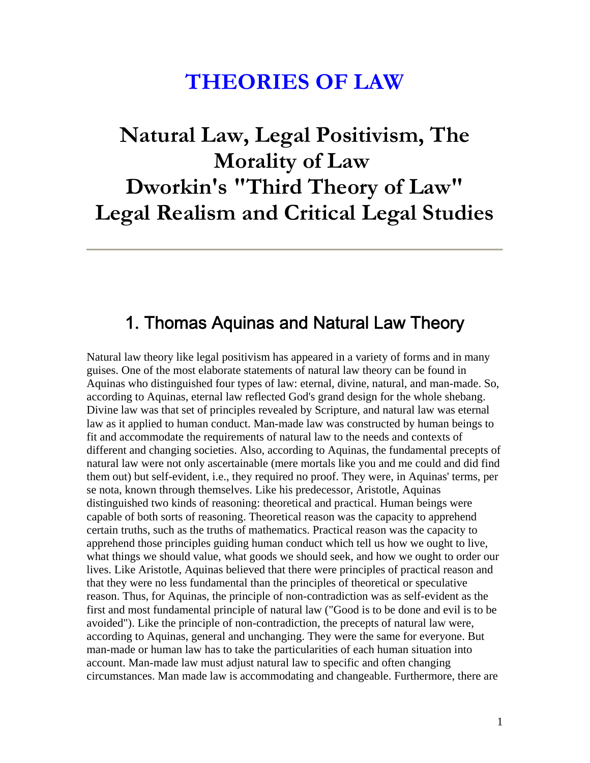# THEORIES OF LAW

# Natural Law, Legal Positivism, The Morality of Law
# Dworkin's "Third Theory of Law"
# Legal Realism and Critical Legal Studies

---

## 1. Thomas Aquinas and Natural Law Theory

Natural law theory like legal positivism has appeared in a variety of forms and in many guises. One of the most elaborate statements of natural law theory can be found in Aquinas who distinguished four types of law: eternal, divine, natural, and man-made. So, according to Aquinas, eternal law reflected God's grand design for the whole shebang. Divine law was that set of principles revealed by Scripture, and natural law was eternal law as it applied to human conduct. Man-made law was constructed by human beings to fit and accommodate the requirements of natural law to the needs and contexts of different and changing societies. Also, according to Aquinas, the fundamental precepts of natural law were not only ascertainable (mere mortals like you and me could and did find them out) but self-evident, i.e., they required no proof. They were, in Aquinas' terms, per se nota, known through themselves. Like his predecessor, Aristotle, Aquinas distinguished two kinds of reasoning: theoretical and practical. Human beings were capable of both sorts of reasoning. Theoretical reason was the capacity to apprehend certain truths, such as the truths of mathematics. Practical reason was the capacity to apprehend those principles guiding human conduct which tell us how we ought to live, what things we should value, what goods we should seek, and how we ought to order our lives. Like Aristotle, Aquinas believed that there were principles of practical reason and that they were no less fundamental than the principles of theoretical or speculative reason. Thus, for Aquinas, the principle of non-contradiction was as self-evident as the first and most fundamental principle of natural law ("Good is to be done and evil is to be avoided"). Like the principle of non-contradiction, the precepts of natural law were, according to Aquinas, general and unchanging. They were the same for everyone. But man-made or human law has to take the particularities of each human situation into account. Man-made law must adjust natural law to specific and often changing circumstances. Man made law is accommodating and changeable. Furthermore, there are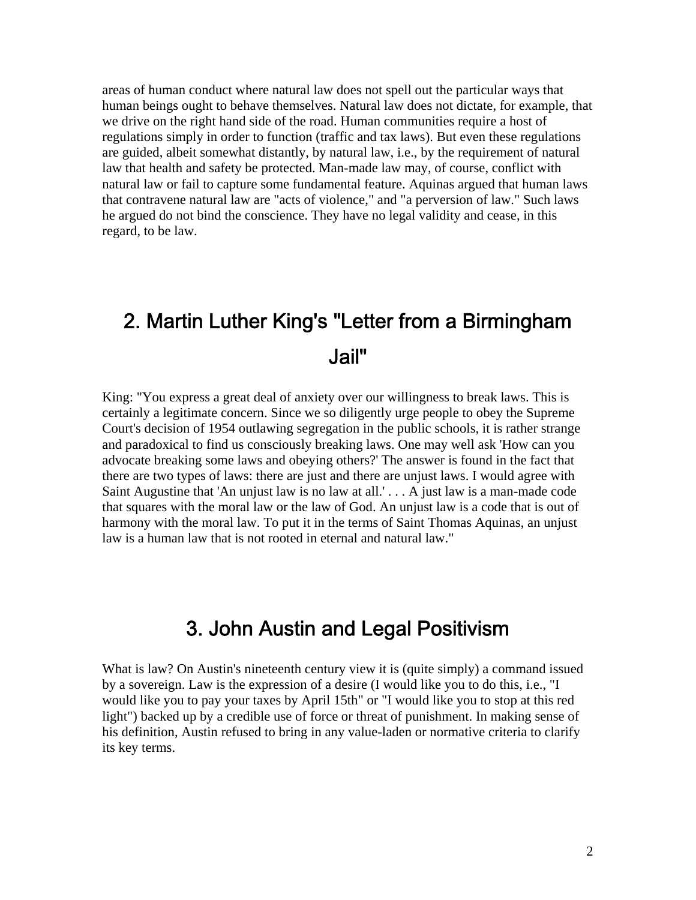areas of human conduct where natural law does not spell out the particular ways that human beings ought to behave themselves. Natural law does not dictate, for example, that we drive on the right hand side of the road. Human communities require a host of regulations simply in order to function (traffic and tax laws). But even these regulations are guided, albeit somewhat distantly, by natural law, i.e., by the requirement of natural law that health and safety be protected. Man-made law may, of course, conflict with natural law or fail to capture some fundamental feature. Aquinas argued that human laws that contravene natural law are "acts of violence," and "a perversion of law." Such laws he argued do not bind the conscience. They have no legal validity and cease, in this regard, to be law.

## 2. Martin Luther King's "Letter from a Birmingham Jail"

King: "You express a great deal of anxiety over our willingness to break laws. This is certainly a legitimate concern. Since we so diligently urge people to obey the Supreme Court's decision of 1954 outlawing segregation in the public schools, it is rather strange and paradoxical to find us consciously breaking laws. One may well ask 'How can you advocate breaking some laws and obeying others?' The answer is found in the fact that there are two types of laws: there are just and there are unjust laws. I would agree with Saint Augustine that 'An unjust law is no law at all.' . . . A just law is a man-made code that squares with the moral law or the law of God. An unjust law is a code that is out of harmony with the moral law. To put it in the terms of Saint Thomas Aquinas, an unjust law is a human law that is not rooted in eternal and natural law."

## 3. John Austin and Legal Positivism

What is law? On Austin's nineteenth century view it is (quite simply) a command issued by a sovereign. Law is the expression of a desire (I would like you to do this, i.e., "I would like you to pay your taxes by April 15th" or "I would like you to stop at this red light") backed up by a credible use of force or threat of punishment. In making sense of his definition, Austin refused to bring in any value-laden or normative criteria to clarify its key terms.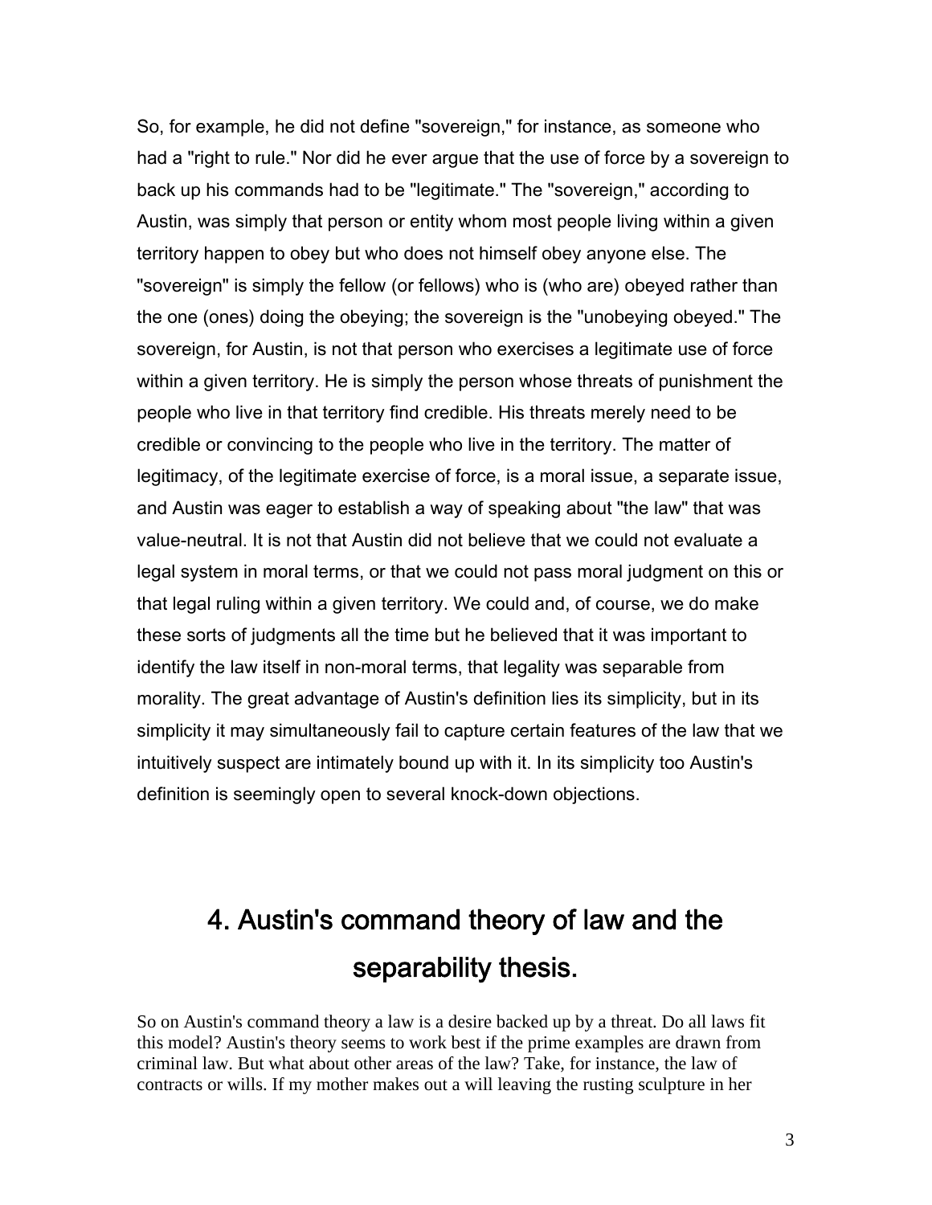So, for example, he did not define "sovereign," for instance, as someone who had a "right to rule." Nor did he ever argue that the use of force by a sovereign to back up his commands had to be "legitimate." The "sovereign," according to Austin, was simply that person or entity whom most people living within a given territory happen to obey but who does not himself obey anyone else. The "sovereign" is simply the fellow (or fellows) who is (who are) obeyed rather than the one (ones) doing the obeying; the sovereign is the "unobeying obeyed." The sovereign, for Austin, is not that person who exercises a legitimate use of force within a given territory. He is simply the person whose threats of punishment the people who live in that territory find credible. His threats merely need to be credible or convincing to the people who live in the territory. The matter of legitimacy, of the legitimate exercise of force, is a moral issue, a separate issue, and Austin was eager to establish a way of speaking about "the law" that was value-neutral. It is not that Austin did not believe that we could not evaluate a legal system in moral terms, or that we could not pass moral judgment on this or that legal ruling within a given territory. We could and, of course, we do make these sorts of judgments all the time but he believed that it was important to identify the law itself in non-moral terms, that legality was separable from morality. The great advantage of Austin's definition lies its simplicity, but in its simplicity it may simultaneously fail to capture certain features of the law that we intuitively suspect are intimately bound up with it. In its simplicity too Austin's definition is seemingly open to several knock-down objections.

## 4. Austin's command theory of law and the separability thesis.

So on Austin's command theory a law is a desire backed up by a threat. Do all laws fit this model? Austin's theory seems to work best if the prime examples are drawn from criminal law. But what about other areas of the law? Take, for instance, the law of contracts or wills. If my mother makes out a will leaving the rusting sculpture in her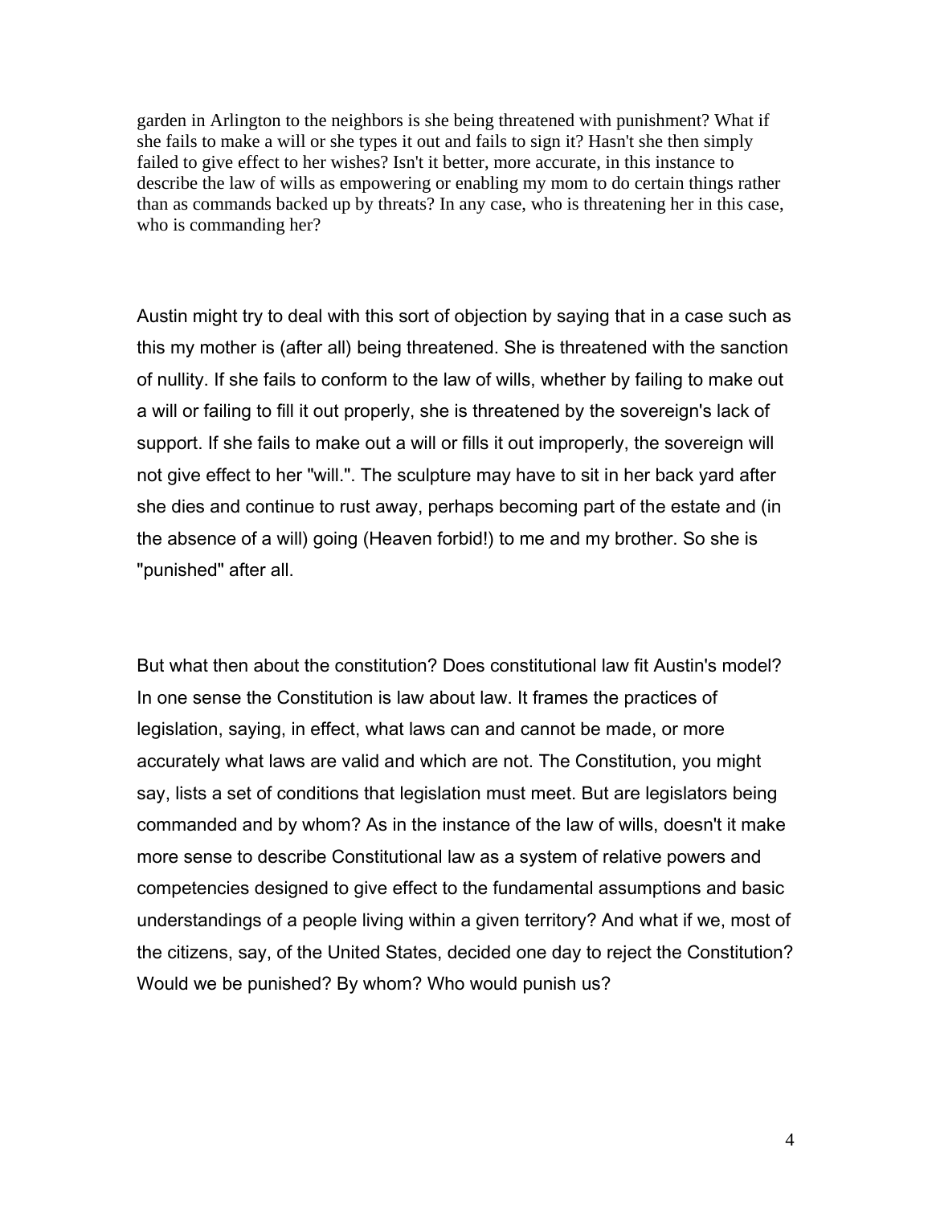garden in Arlington to the neighbors is she being threatened with punishment? What if she fails to make a will or she types it out and fails to sign it? Hasn't she then simply failed to give effect to her wishes? Isn't it better, more accurate, in this instance to describe the law of wills as empowering or enabling my mom to do certain things rather than as commands backed up by threats? In any case, who is threatening her in this case, who is commanding her?

Austin might try to deal with this sort of objection by saying that in a case such as this my mother is (after all) being threatened. She is threatened with the sanction of nullity. If she fails to conform to the law of wills, whether by failing to make out a will or failing to fill it out properly, she is threatened by the sovereign's lack of support. If she fails to make out a will or fills it out improperly, the sovereign will not give effect to her "will.". The sculpture may have to sit in her back yard after she dies and continue to rust away, perhaps becoming part of the estate and (in the absence of a will) going (Heaven forbid!) to me and my brother. So she is "punished" after all.

But what then about the constitution? Does constitutional law fit Austin's model? In one sense the Constitution is law about law. It frames the practices of legislation, saying, in effect, what laws can and cannot be made, or more accurately what laws are valid and which are not. The Constitution, you might say, lists a set of conditions that legislation must meet. But are legislators being commanded and by whom? As in the instance of the law of wills, doesn't it make more sense to describe Constitutional law as a system of relative powers and competencies designed to give effect to the fundamental assumptions and basic understandings of a people living within a given territory? And what if we, most of the citizens, say, of the United States, decided one day to reject the Constitution? Would we be punished? By whom? Who would punish us?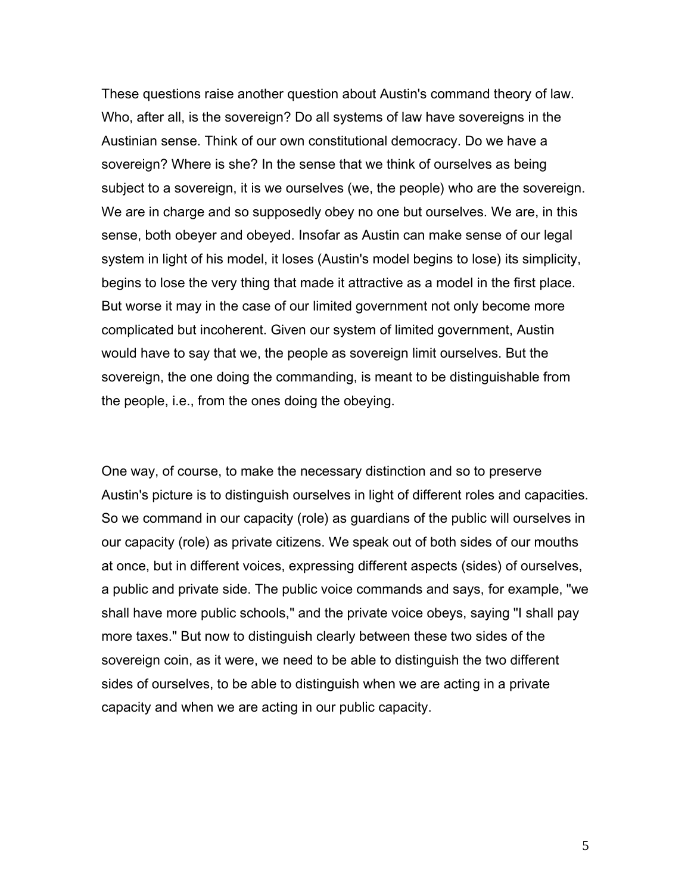These questions raise another question about Austin's command theory of law. Who, after all, is the sovereign? Do all systems of law have sovereigns in the Austinian sense. Think of our own constitutional democracy. Do we have a sovereign? Where is she? In the sense that we think of ourselves as being subject to a sovereign, it is we ourselves (we, the people) who are the sovereign. We are in charge and so supposedly obey no one but ourselves. We are, in this sense, both obeyer and obeyed. Insofar as Austin can make sense of our legal system in light of his model, it loses (Austin's model begins to lose) its simplicity, begins to lose the very thing that made it attractive as a model in the first place. But worse it may in the case of our limited government not only become more complicated but incoherent. Given our system of limited government, Austin would have to say that we, the people as sovereign limit ourselves. But the sovereign, the one doing the commanding, is meant to be distinguishable from the people, i.e., from the ones doing the obeying.

One way, of course, to make the necessary distinction and so to preserve Austin's picture is to distinguish ourselves in light of different roles and capacities. So we command in our capacity (role) as guardians of the public will ourselves in our capacity (role) as private citizens. We speak out of both sides of our mouths at once, but in different voices, expressing different aspects (sides) of ourselves, a public and private side. The public voice commands and says, for example, "we shall have more public schools," and the private voice obeys, saying "I shall pay more taxes." But now to distinguish clearly between these two sides of the sovereign coin, as it were, we need to be able to distinguish the two different sides of ourselves, to be able to distinguish when we are acting in a private capacity and when we are acting in our public capacity.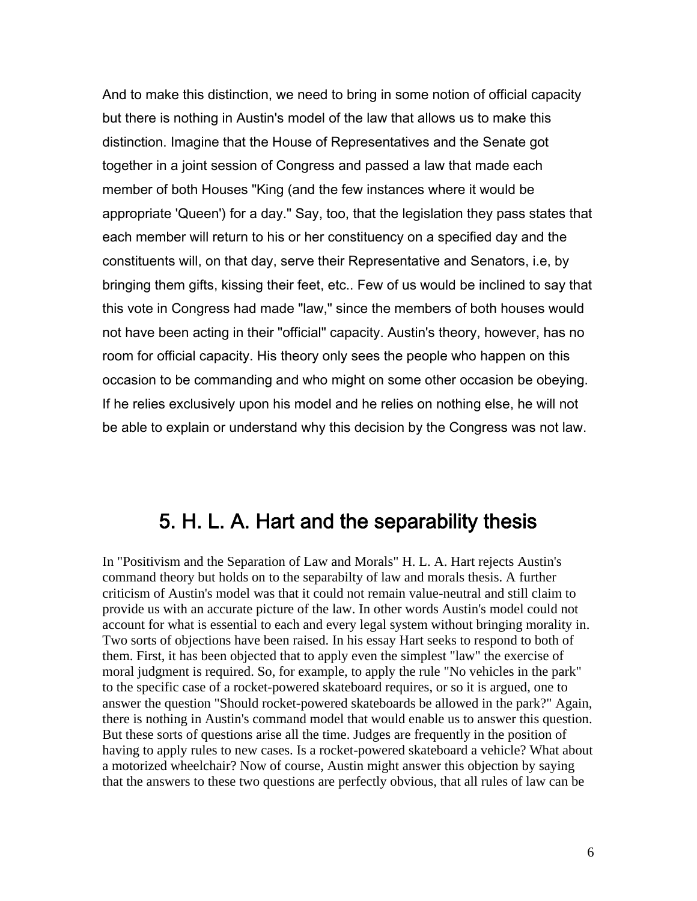And to make this distinction, we need to bring in some notion of official capacity but there is nothing in Austin's model of the law that allows us to make this distinction. Imagine that the House of Representatives and the Senate got together in a joint session of Congress and passed a law that made each member of both Houses "King (and the few instances where it would be appropriate 'Queen') for a day." Say, too, that the legislation they pass states that each member will return to his or her constituency on a specified day and the constituents will, on that day, serve their Representative and Senators, i.e, by bringing them gifts, kissing their feet, etc.. Few of us would be inclined to say that this vote in Congress had made "law," since the members of both houses would not have been acting in their "official" capacity. Austin's theory, however, has no room for official capacity. His theory only sees the people who happen on this occasion to be commanding and who might on some other occasion be obeying. If he relies exclusively upon his model and he relies on nothing else, he will not be able to explain or understand why this decision by the Congress was not law.

## 5. H. L. A. Hart and the separability thesis

In "Positivism and the Separation of Law and Morals" H. L. A. Hart rejects Austin's command theory but holds on to the separabilty of law and morals thesis. A further criticism of Austin's model was that it could not remain value-neutral and still claim to provide us with an accurate picture of the law. In other words Austin's model could not account for what is essential to each and every legal system without bringing morality in. Two sorts of objections have been raised. In his essay Hart seeks to respond to both of them. First, it has been objected that to apply even the simplest "law" the exercise of moral judgment is required. So, for example, to apply the rule "No vehicles in the park" to the specific case of a rocket-powered skateboard requires, or so it is argued, one to answer the question "Should rocket-powered skateboards be allowed in the park?" Again, there is nothing in Austin's command model that would enable us to answer this question. But these sorts of questions arise all the time. Judges are frequently in the position of having to apply rules to new cases. Is a rocket-powered skateboard a vehicle? What about a motorized wheelchair? Now of course, Austin might answer this objection by saying that the answers to these two questions are perfectly obvious, that all rules of law can be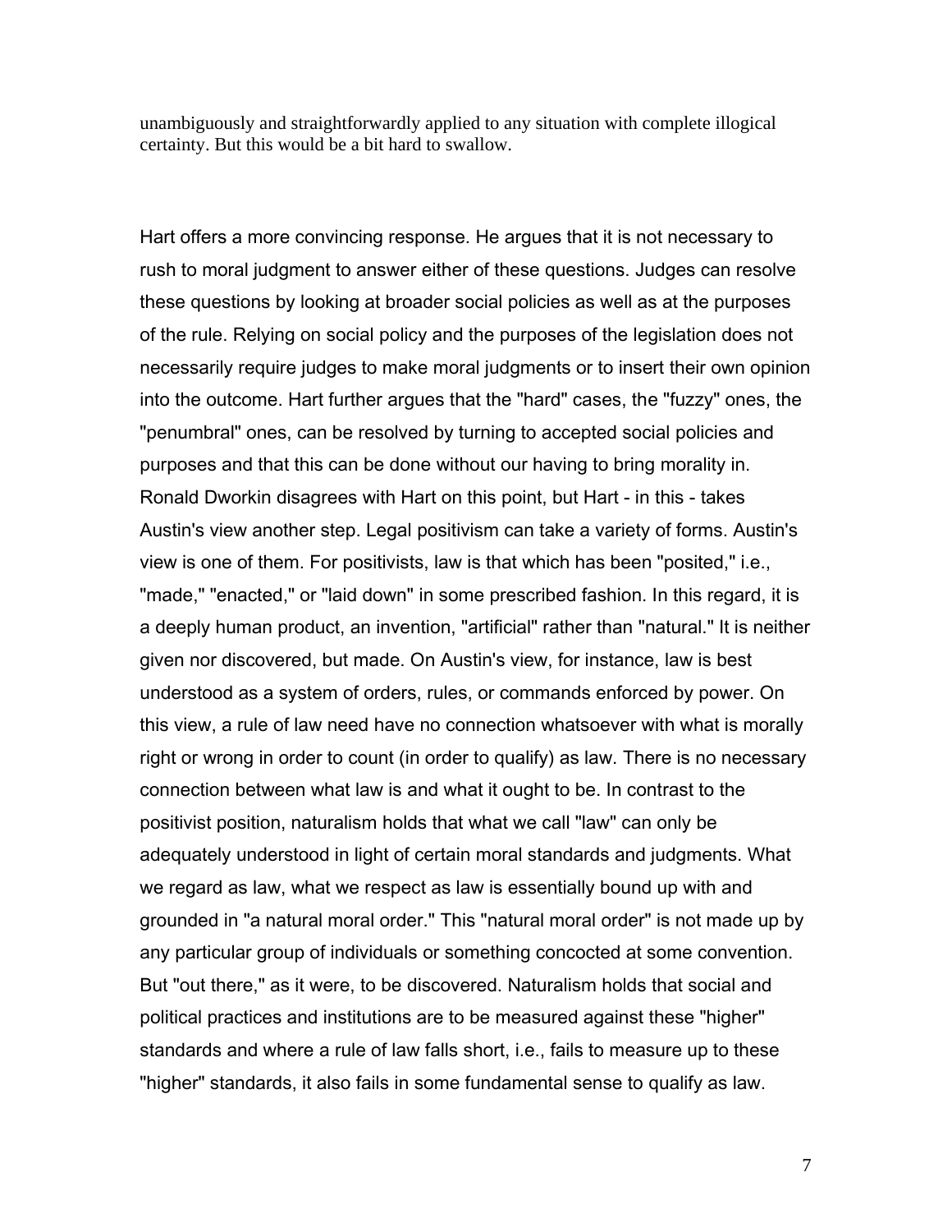unambiguously and straightforwardly applied to any situation with complete illogical certainty. But this would be a bit hard to swallow.

Hart offers a more convincing response. He argues that it is not necessary to rush to moral judgment to answer either of these questions. Judges can resolve these questions by looking at broader social policies as well as at the purposes of the rule. Relying on social policy and the purposes of the legislation does not necessarily require judges to make moral judgments or to insert their own opinion into the outcome. Hart further argues that the "hard" cases, the "fuzzy" ones, the "penumbral" ones, can be resolved by turning to accepted social policies and purposes and that this can be done without our having to bring morality in. Ronald Dworkin disagrees with Hart on this point, but Hart - in this - takes Austin's view another step. Legal positivism can take a variety of forms. Austin's view is one of them. For positivists, law is that which has been "posited," i.e., "made," "enacted," or "laid down" in some prescribed fashion. In this regard, it is a deeply human product, an invention, "artificial" rather than "natural." It is neither given nor discovered, but made. On Austin's view, for instance, law is best understood as a system of orders, rules, or commands enforced by power. On this view, a rule of law need have no connection whatsoever with what is morally right or wrong in order to count (in order to qualify) as law. There is no necessary connection between what law is and what it ought to be. In contrast to the positivist position, naturalism holds that what we call "law" can only be adequately understood in light of certain moral standards and judgments. What we regard as law, what we respect as law is essentially bound up with and grounded in "a natural moral order." This "natural moral order" is not made up by any particular group of individuals or something concocted at some convention. But "out there," as it were, to be discovered. Naturalism holds that social and political practices and institutions are to be measured against these "higher" standards and where a rule of law falls short, i.e., fails to measure up to these "higher" standards, it also fails in some fundamental sense to qualify as law.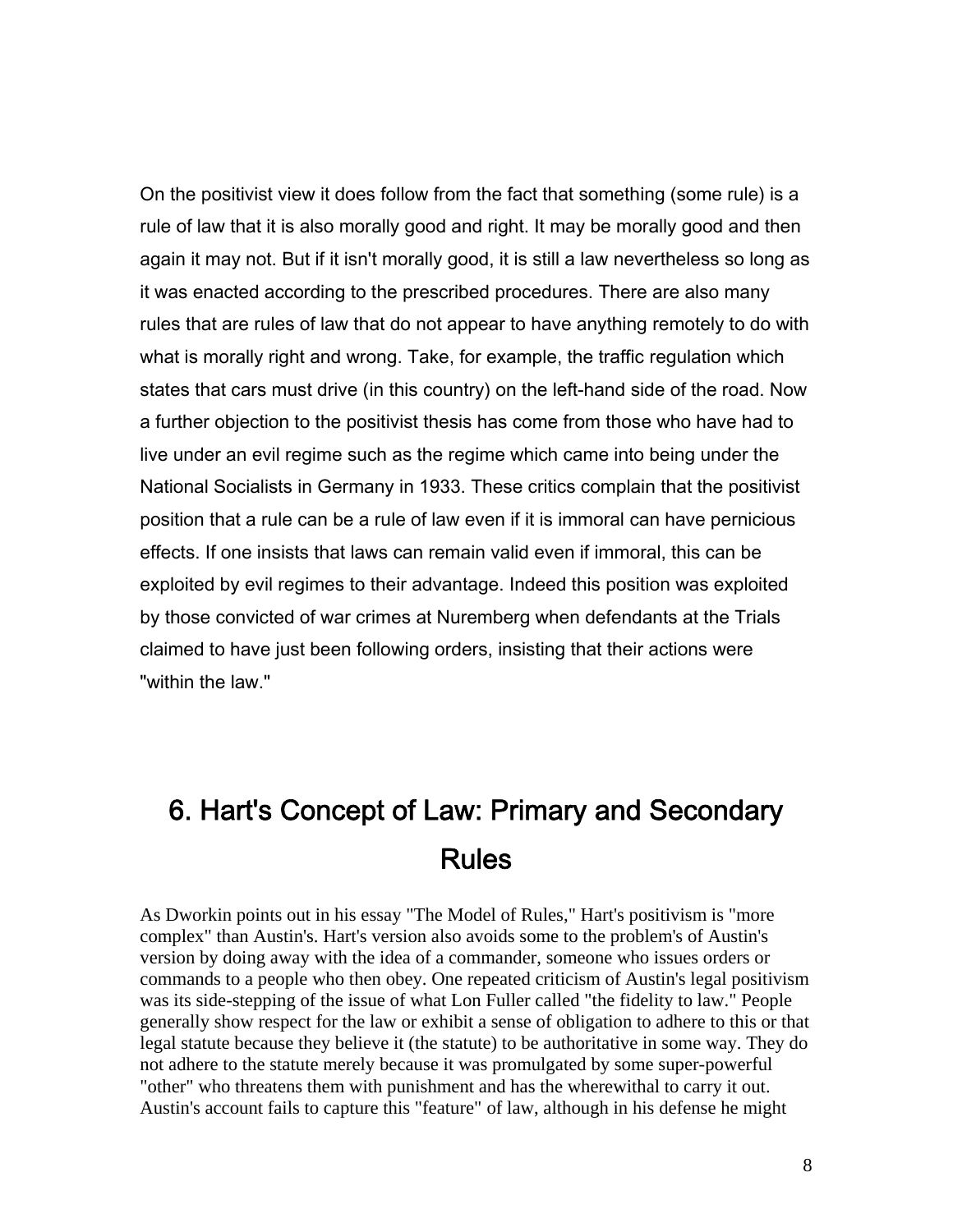On the positivist view it does follow from the fact that something (some rule) is a rule of law that it is also morally good and right. It may be morally good and then again it may not. But if it isn't morally good, it is still a law nevertheless so long as it was enacted according to the prescribed procedures. There are also many rules that are rules of law that do not appear to have anything remotely to do with what is morally right and wrong. Take, for example, the traffic regulation which states that cars must drive (in this country) on the left-hand side of the road. Now a further objection to the positivist thesis has come from those who have had to live under an evil regime such as the regime which came into being under the National Socialists in Germany in 1933. These critics complain that the positivist position that a rule can be a rule of law even if it is immoral can have pernicious effects. If one insists that laws can remain valid even if immoral, this can be exploited by evil regimes to their advantage. Indeed this position was exploited by those convicted of war crimes at Nuremberg when defendants at the Trials claimed to have just been following orders, insisting that their actions were "within the law."

## 6. Hart's Concept of Law: Primary and Secondary Rules

As Dworkin points out in his essay "The Model of Rules," Hart's positivism is "more complex" than Austin's. Hart's version also avoids some to the problem's of Austin's version by doing away with the idea of a commander, someone who issues orders or commands to a people who then obey. One repeated criticism of Austin's legal positivism was its side-stepping of the issue of what Lon Fuller called "the fidelity to law." People generally show respect for the law or exhibit a sense of obligation to adhere to this or that legal statute because they believe it (the statute) to be authoritative in some way. They do not adhere to the statute merely because it was promulgated by some super-powerful "other" who threatens them with punishment and has the wherewithal to carry it out. Austin's account fails to capture this "feature" of law, although in his defense he might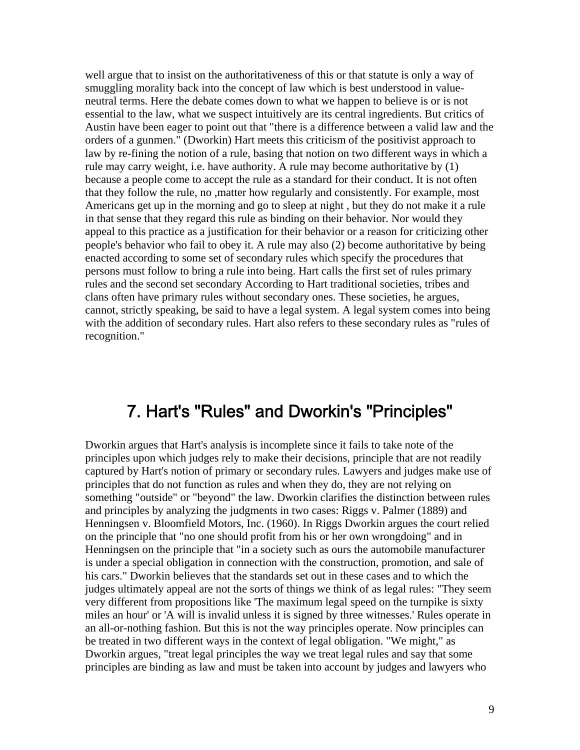well argue that to insist on the authoritativeness of this or that statute is only a way of smuggling morality back into the concept of law which is best understood in value-neutral terms. Here the debate comes down to what we happen to believe is or is not essential to the law, what we suspect intuitively are its central ingredients. But critics of Austin have been eager to point out that "there is a difference between a valid law and the orders of a gunmen." (Dworkin) Hart meets this criticism of the positivist approach to law by re-fining the notion of a rule, basing that notion on two different ways in which a rule may carry weight, i.e. have authority. A rule may become authoritative by (1) because a people come to accept the rule as a standard for their conduct. It is not often that they follow the rule, no ,matter how regularly and consistently. For example, most Americans get up in the morning and go to sleep at night , but they do not make it a rule in that sense that they regard this rule as binding on their behavior. Nor would they appeal to this practice as a justification for their behavior or a reason for criticizing other people's behavior who fail to obey it. A rule may also (2) become authoritative by being enacted according to some set of secondary rules which specify the procedures that persons must follow to bring a rule into being. Hart calls the first set of rules primary rules and the second set secondary According to Hart traditional societies, tribes and clans often have primary rules without secondary ones. These societies, he argues, cannot, strictly speaking, be said to have a legal system. A legal system comes into being with the addition of secondary rules. Hart also refers to these secondary rules as "rules of recognition."

## 7. Hart's "Rules" and Dworkin's "Principles"

Dworkin argues that Hart's analysis is incomplete since it fails to take note of the principles upon which judges rely to make their decisions, principle that are not readily captured by Hart's notion of primary or secondary rules. Lawyers and judges make use of principles that do not function as rules and when they do, they are not relying on something "outside" or "beyond" the law. Dworkin clarifies the distinction between rules and principles by analyzing the judgments in two cases: Riggs v. Palmer (1889) and Henningsen v. Bloomfield Motors, Inc. (1960). In Riggs Dworkin argues the court relied on the principle that "no one should profit from his or her own wrongdoing" and in Henningsen on the principle that "in a society such as ours the automobile manufacturer is under a special obligation in connection with the construction, promotion, and sale of his cars." Dworkin believes that the standards set out in these cases and to which the judges ultimately appeal are not the sorts of things we think of as legal rules: "They seem very different from propositions like 'The maximum legal speed on the turnpike is sixty miles an hour' or 'A will is invalid unless it is signed by three witnesses.' Rules operate in an all-or-nothing fashion. But this is not the way principles operate. Now principles can be treated in two different ways in the context of legal obligation. "We might," as Dworkin argues, "treat legal principles the way we treat legal rules and say that some principles are binding as law and must be taken into account by judges and lawyers who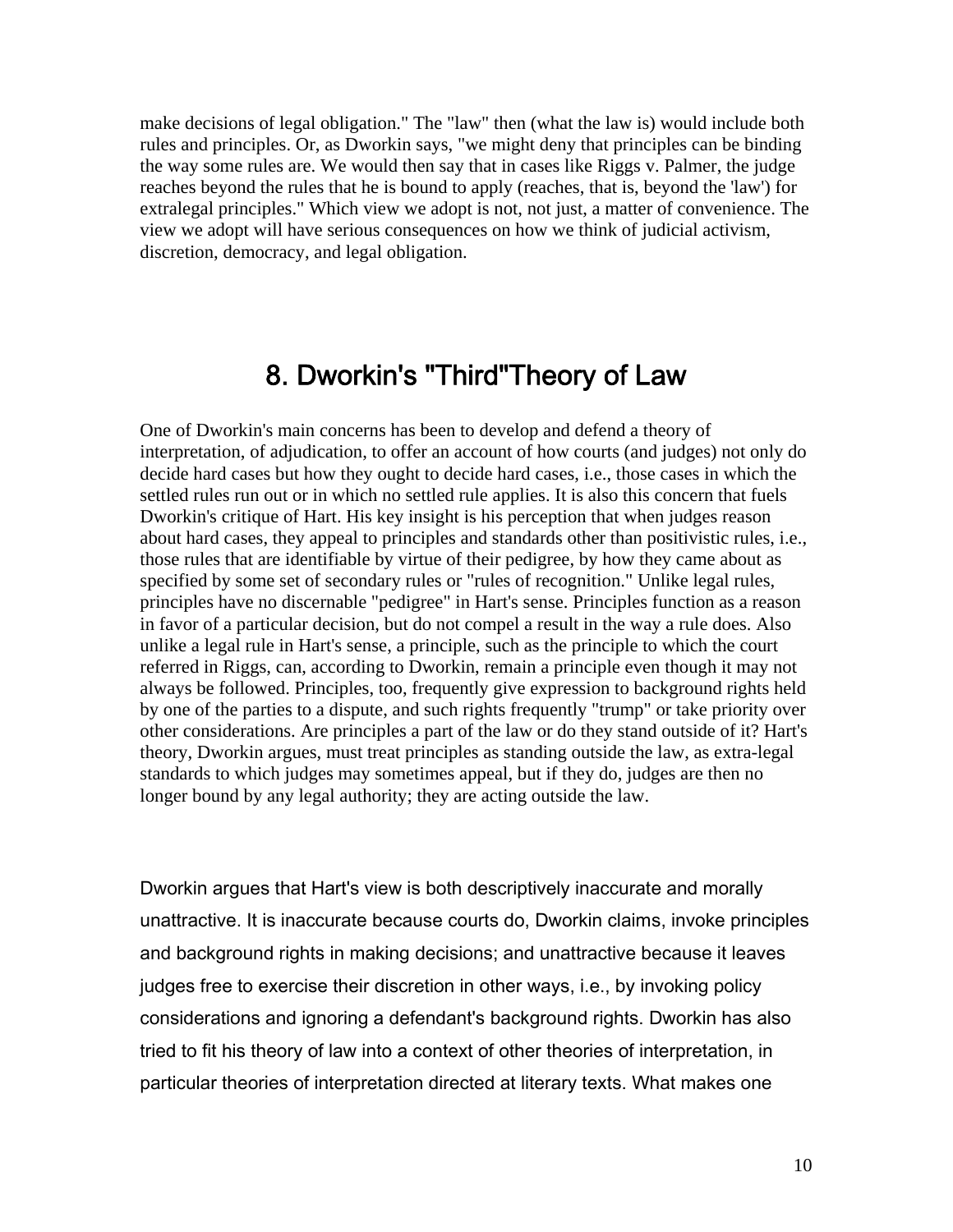make decisions of legal obligation." The "law" then (what the law is) would include both rules and principles. Or, as Dworkin says, "we might deny that principles can be binding the way some rules are. We would then say that in cases like Riggs v. Palmer, the judge reaches beyond the rules that he is bound to apply (reaches, that is, beyond the 'law') for extralegal principles." Which view we adopt is not, not just, a matter of convenience. The view we adopt will have serious consequences on how we think of judicial activism, discretion, democracy, and legal obligation.

## 8. Dworkin's "Third"Theory of Law

One of Dworkin's main concerns has been to develop and defend a theory of interpretation, of adjudication, to offer an account of how courts (and judges) not only do decide hard cases but how they ought to decide hard cases, i.e., those cases in which the settled rules run out or in which no settled rule applies. It is also this concern that fuels Dworkin's critique of Hart. His key insight is his perception that when judges reason about hard cases, they appeal to principles and standards other than positivistic rules, i.e., those rules that are identifiable by virtue of their pedigree, by how they came about as specified by some set of secondary rules or "rules of recognition." Unlike legal rules, principles have no discernable "pedigree" in Hart's sense. Principles function as a reason in favor of a particular decision, but do not compel a result in the way a rule does. Also unlike a legal rule in Hart's sense, a principle, such as the principle to which the court referred in Riggs, can, according to Dworkin, remain a principle even though it may not always be followed. Principles, too, frequently give expression to background rights held by one of the parties to a dispute, and such rights frequently "trump" or take priority over other considerations. Are principles a part of the law or do they stand outside of it? Hart's theory, Dworkin argues, must treat principles as standing outside the law, as extra-legal standards to which judges may sometimes appeal, but if they do, judges are then no longer bound by any legal authority; they are acting outside the law.

Dworkin argues that Hart's view is both descriptively inaccurate and morally unattractive. It is inaccurate because courts do, Dworkin claims, invoke principles and background rights in making decisions; and unattractive because it leaves judges free to exercise their discretion in other ways, i.e., by invoking policy considerations and ignoring a defendant's background rights. Dworkin has also tried to fit his theory of law into a context of other theories of interpretation, in particular theories of interpretation directed at literary texts. What makes one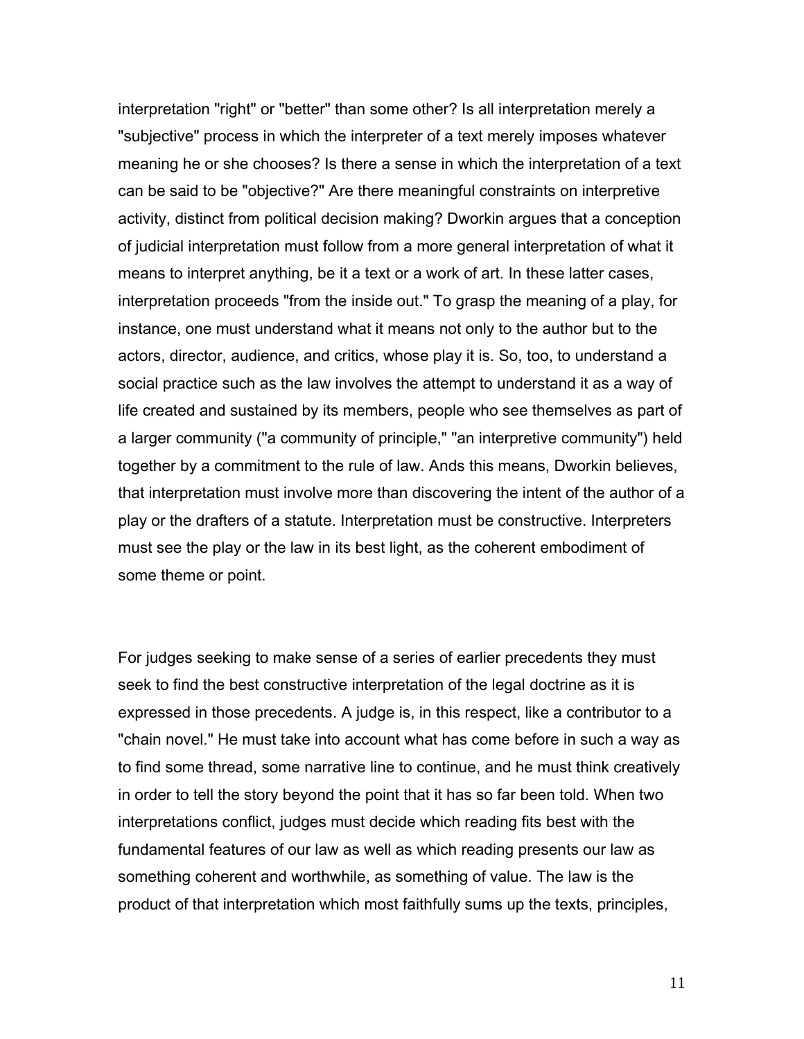interpretation "right" or "better" than some other? Is all interpretation merely a "subjective" process in which the interpreter of a text merely imposes whatever meaning he or she chooses? Is there a sense in which the interpretation of a text can be said to be "objective?" Are there meaningful constraints on interpretive activity, distinct from political decision making? Dworkin argues that a conception of judicial interpretation must follow from a more general interpretation of what it means to interpret anything, be it a text or a work of art. In these latter cases, interpretation proceeds "from the inside out." To grasp the meaning of a play, for instance, one must understand what it means not only to the author but to the actors, director, audience, and critics, whose play it is. So, too, to understand a social practice such as the law involves the attempt to understand it as a way of life created and sustained by its members, people who see themselves as part of a larger community ("a community of principle," "an interpretive community") held together by a commitment to the rule of law. Ands this means, Dworkin believes, that interpretation must involve more than discovering the intent of the author of a play or the drafters of a statute. Interpretation must be constructive. Interpreters must see the play or the law in its best light, as the coherent embodiment of some theme or point.

For judges seeking to make sense of a series of earlier precedents they must seek to find the best constructive interpretation of the legal doctrine as it is expressed in those precedents. A judge is, in this respect, like a contributor to a "chain novel." He must take into account what has come before in such a way as to find some thread, some narrative line to continue, and he must think creatively in order to tell the story beyond the point that it has so far been told. When two interpretations conflict, judges must decide which reading fits best with the fundamental features of our law as well as which reading presents our law as something coherent and worthwhile, as something of value. The law is the product of that interpretation which most faithfully sums up the texts, principles,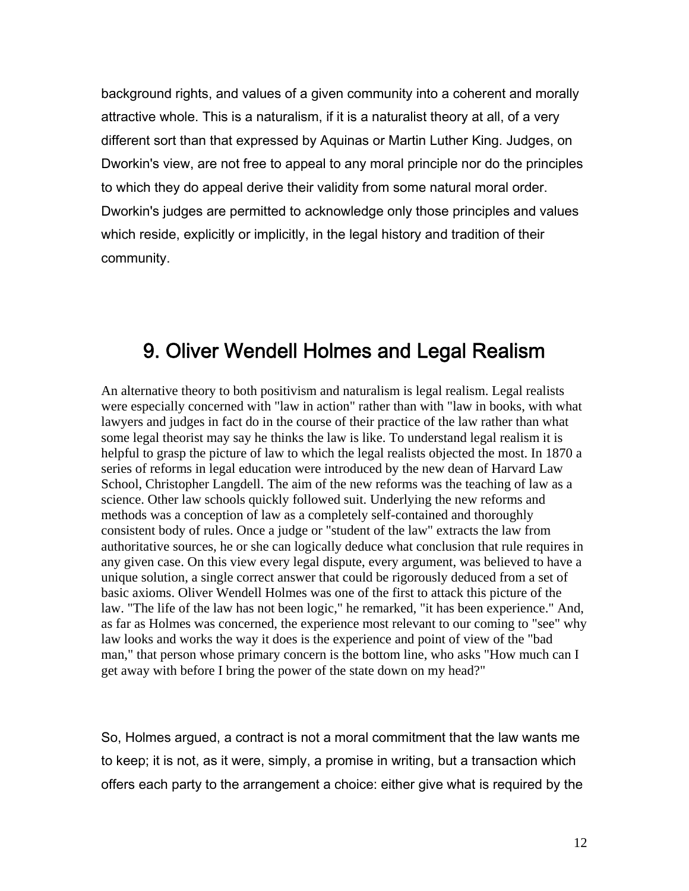background rights, and values of a given community into a coherent and morally attractive whole. This is a naturalism, if it is a naturalist theory at all, of a very different sort than that expressed by Aquinas or Martin Luther King. Judges, on Dworkin's view, are not free to appeal to any moral principle nor do the principles to which they do appeal derive their validity from some natural moral order. Dworkin's judges are permitted to acknowledge only those principles and values which reside, explicitly or implicitly, in the legal history and tradition of their community.

## 9. Oliver Wendell Holmes and Legal Realism

An alternative theory to both positivism and naturalism is legal realism. Legal realists were especially concerned with "law in action" rather than with "law in books, with what lawyers and judges in fact do in the course of their practice of the law rather than what some legal theorist may say he thinks the law is like. To understand legal realism it is helpful to grasp the picture of law to which the legal realists objected the most. In 1870 a series of reforms in legal education were introduced by the new dean of Harvard Law School, Christopher Langdell. The aim of the new reforms was the teaching of law as a science. Other law schools quickly followed suit. Underlying the new reforms and methods was a conception of law as a completely self-contained and thoroughly consistent body of rules. Once a judge or "student of the law" extracts the law from authoritative sources, he or she can logically deduce what conclusion that rule requires in any given case. On this view every legal dispute, every argument, was believed to have a unique solution, a single correct answer that could be rigorously deduced from a set of basic axioms. Oliver Wendell Holmes was one of the first to attack this picture of the law. "The life of the law has not been logic," he remarked, "it has been experience." And, as far as Holmes was concerned, the experience most relevant to our coming to "see" why law looks and works the way it does is the experience and point of view of the "bad man," that person whose primary concern is the bottom line, who asks "How much can I get away with before I bring the power of the state down on my head?"

So, Holmes argued, a contract is not a moral commitment that the law wants me to keep; it is not, as it were, simply, a promise in writing, but a transaction which offers each party to the arrangement a choice: either give what is required by the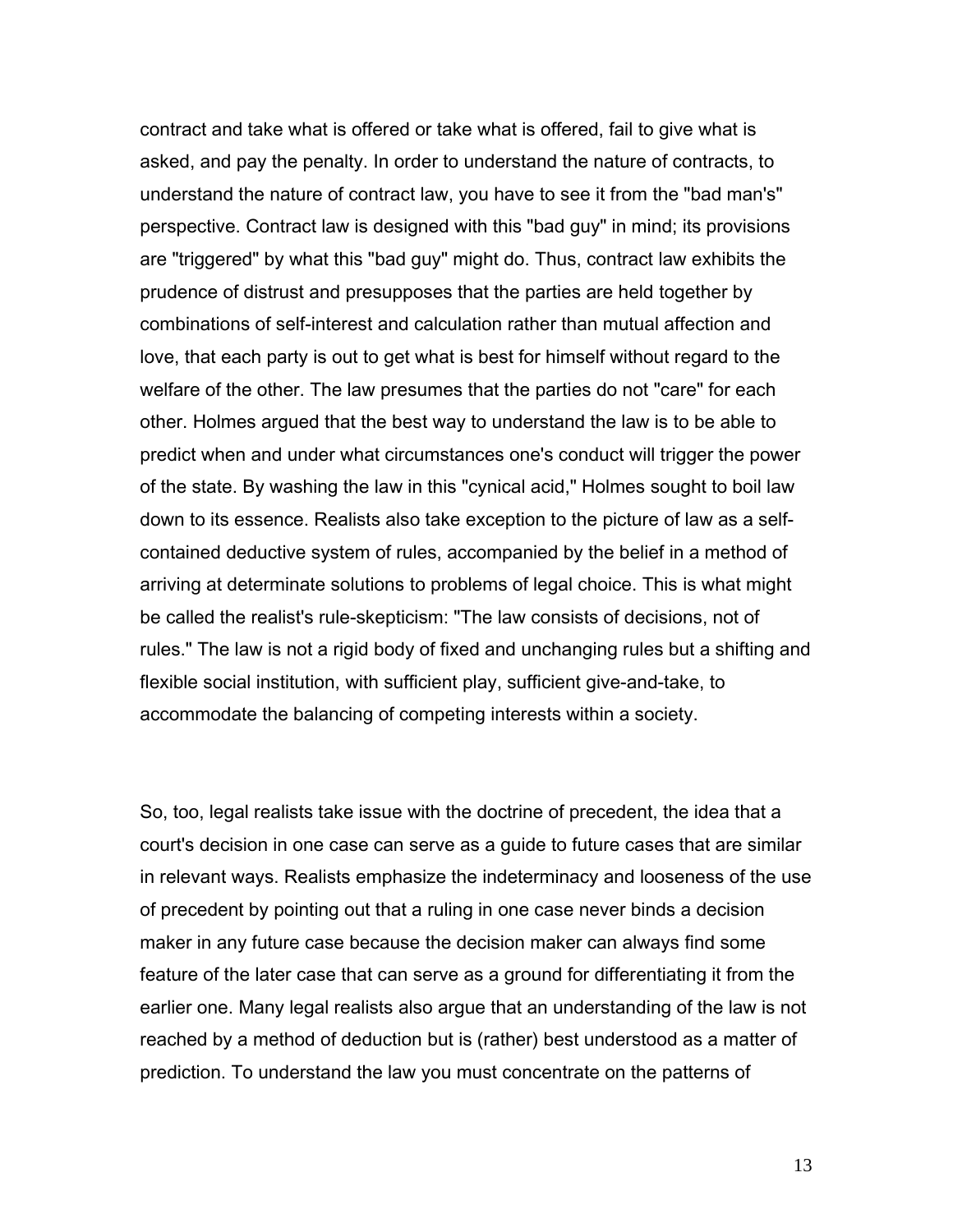contract and take what is offered or take what is offered, fail to give what is asked, and pay the penalty. In order to understand the nature of contracts, to understand the nature of contract law, you have to see it from the "bad man's" perspective. Contract law is designed with this "bad guy" in mind; its provisions are "triggered" by what this "bad guy" might do. Thus, contract law exhibits the prudence of distrust and presupposes that the parties are held together by combinations of self-interest and calculation rather than mutual affection and love, that each party is out to get what is best for himself without regard to the welfare of the other. The law presumes that the parties do not "care" for each other. Holmes argued that the best way to understand the law is to be able to predict when and under what circumstances one's conduct will trigger the power of the state. By washing the law in this "cynical acid," Holmes sought to boil law down to its essence. Realists also take exception to the picture of law as a self-contained deductive system of rules, accompanied by the belief in a method of arriving at determinate solutions to problems of legal choice. This is what might be called the realist's rule-skepticism: "The law consists of decisions, not of rules." The law is not a rigid body of fixed and unchanging rules but a shifting and flexible social institution, with sufficient play, sufficient give-and-take, to accommodate the balancing of competing interests within a society.

So, too, legal realists take issue with the doctrine of precedent, the idea that a court's decision in one case can serve as a guide to future cases that are similar in relevant ways. Realists emphasize the indeterminacy and looseness of the use of precedent by pointing out that a ruling in one case never binds a decision maker in any future case because the decision maker can always find some feature of the later case that can serve as a ground for differentiating it from the earlier one. Many legal realists also argue that an understanding of the law is not reached by a method of deduction but is (rather) best understood as a matter of prediction. To understand the law you must concentrate on the patterns of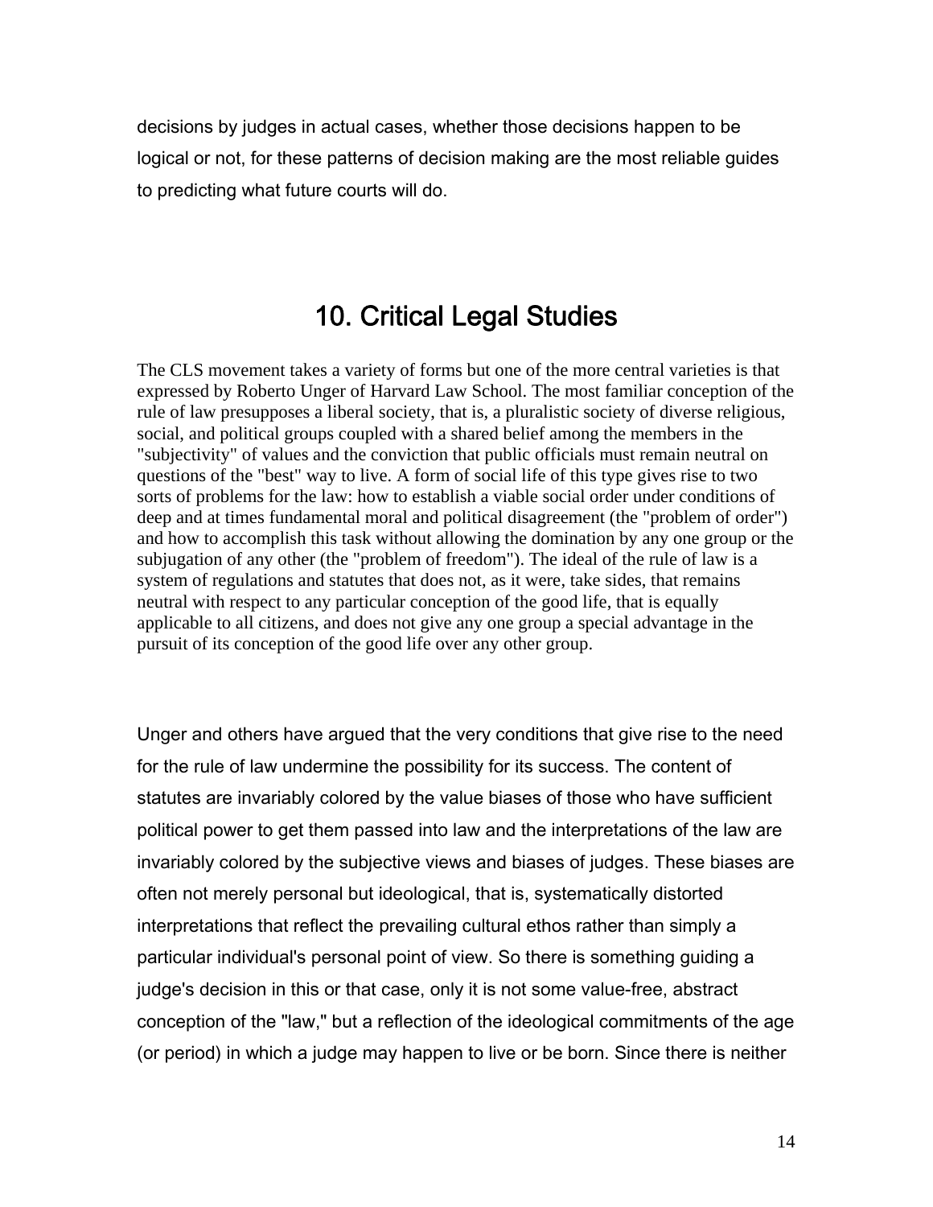decisions by judges in actual cases, whether those decisions happen to be logical or not, for these patterns of decision making are the most reliable guides to predicting what future courts will do.

## 10. Critical Legal Studies

The CLS movement takes a variety of forms but one of the more central varieties is that expressed by Roberto Unger of Harvard Law School. The most familiar conception of the rule of law presupposes a liberal society, that is, a pluralistic society of diverse religious, social, and political groups coupled with a shared belief among the members in the "subjectivity" of values and the conviction that public officials must remain neutral on questions of the "best" way to live. A form of social life of this type gives rise to two sorts of problems for the law: how to establish a viable social order under conditions of deep and at times fundamental moral and political disagreement (the "problem of order") and how to accomplish this task without allowing the domination by any one group or the subjugation of any other (the "problem of freedom"). The ideal of the rule of law is a system of regulations and statutes that does not, as it were, take sides, that remains neutral with respect to any particular conception of the good life, that is equally applicable to all citizens, and does not give any one group a special advantage in the pursuit of its conception of the good life over any other group.

Unger and others have argued that the very conditions that give rise to the need for the rule of law undermine the possibility for its success. The content of statutes are invariably colored by the value biases of those who have sufficient political power to get them passed into law and the interpretations of the law are invariably colored by the subjective views and biases of judges. These biases are often not merely personal but ideological, that is, systematically distorted interpretations that reflect the prevailing cultural ethos rather than simply a particular individual's personal point of view. So there is something guiding a judge's decision in this or that case, only it is not some value-free, abstract conception of the "law," but a reflection of the ideological commitments of the age (or period) in which a judge may happen to live or be born. Since there is neither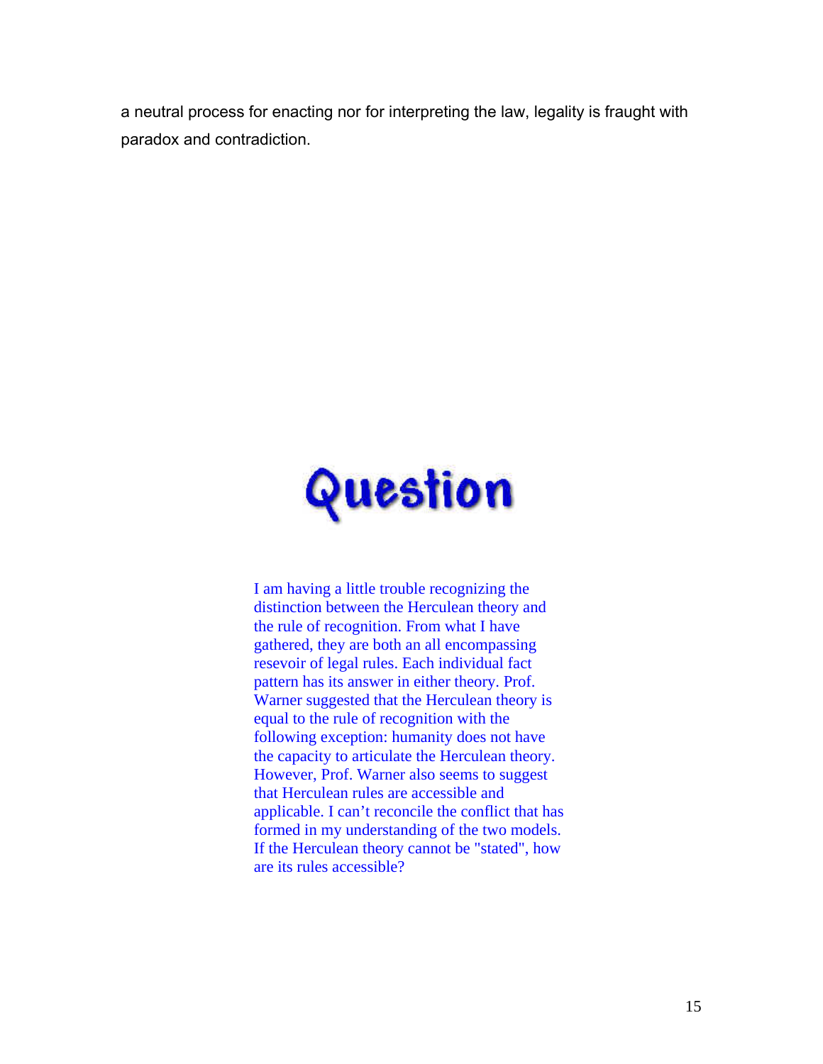a neutral process for enacting nor for interpreting the law, legality is fraught with paradox and contradiction.

# Question

I am having a little trouble recognizing the distinction between the Herculean theory and the rule of recognition. From what I have gathered, they are both an all encompassing resevoir of legal rules. Each individual fact pattern has its answer in either theory. Prof. Warner suggested that the Herculean theory is equal to the rule of recognition with the following exception: humanity does not have the capacity to articulate the Herculean theory. However, Prof. Warner also seems to suggest that Herculean rules are accessible and applicable. I can't reconcile the conflict that has formed in my understanding of the two models. If the Herculean theory cannot be "stated", how are its rules accessible?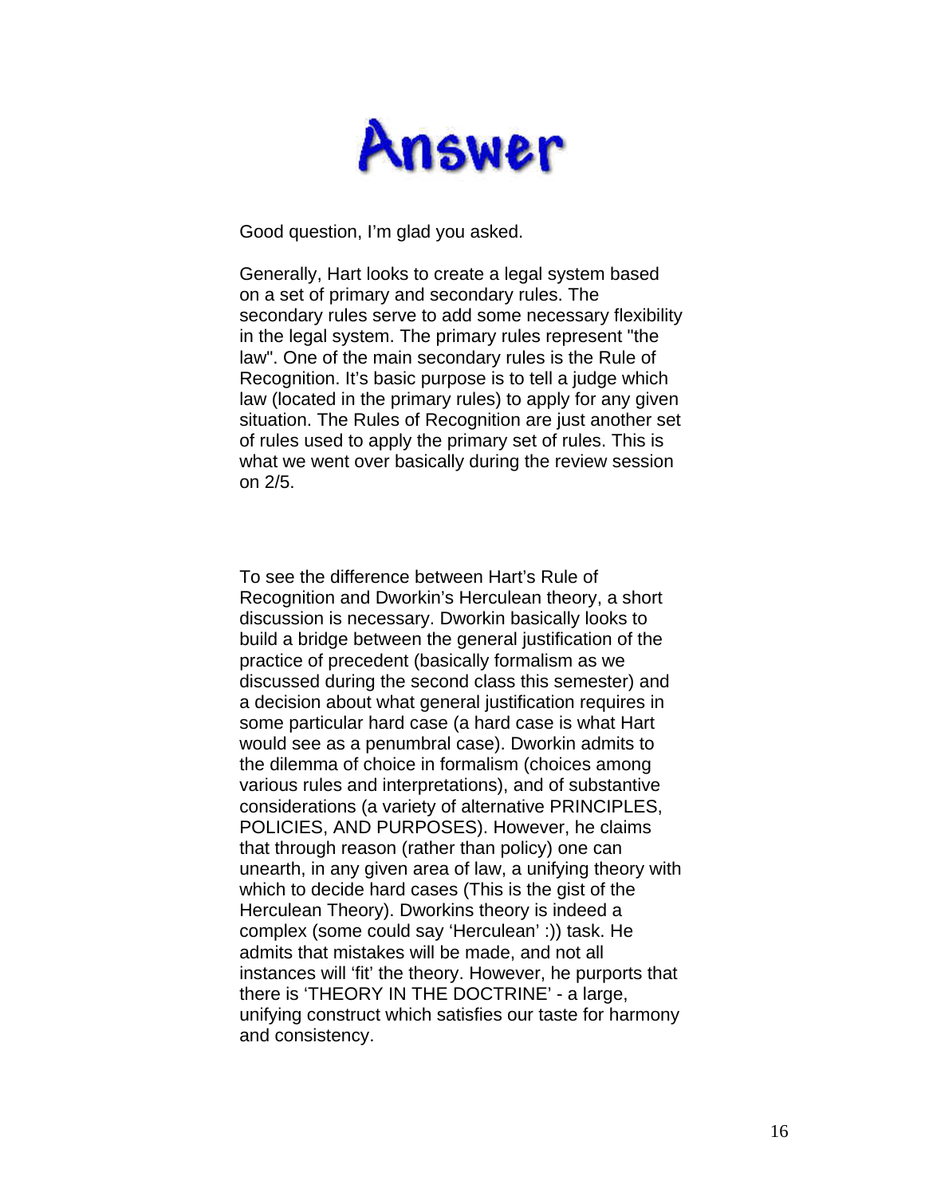# Answer

Good question, I'm glad you asked.

Generally, Hart looks to create a legal system based on a set of primary and secondary rules. The secondary rules serve to add some necessary flexibility in the legal system. The primary rules represent "the law". One of the main secondary rules is the Rule of Recognition. It's basic purpose is to tell a judge which law (located in the primary rules) to apply for any given situation. The Rules of Recognition are just another set of rules used to apply the primary set of rules. This is what we went over basically during the review session on 2/5.

To see the difference between Hart's Rule of Recognition and Dworkin's Herculean theory, a short discussion is necessary. Dworkin basically looks to build a bridge between the general justification of the practice of precedent (basically formalism as we discussed during the second class this semester) and a decision about what general justification requires in some particular hard case (a hard case is what Hart would see as a penumbral case). Dworkin admits to the dilemma of choice in formalism (choices among various rules and interpretations), and of substantive considerations (a variety of alternative PRINCIPLES, POLICIES, AND PURPOSES). However, he claims that through reason (rather than policy) one can unearth, in any given area of law, a unifying theory with which to decide hard cases (This is the gist of the Herculean Theory). Dworkins theory is indeed a complex (some could say 'Herculean' :)) task. He admits that mistakes will be made, and not all instances will 'fit' the theory. However, he purports that there is 'THEORY IN THE DOCTRINE' - a large, unifying construct which satisfies our taste for harmony and consistency.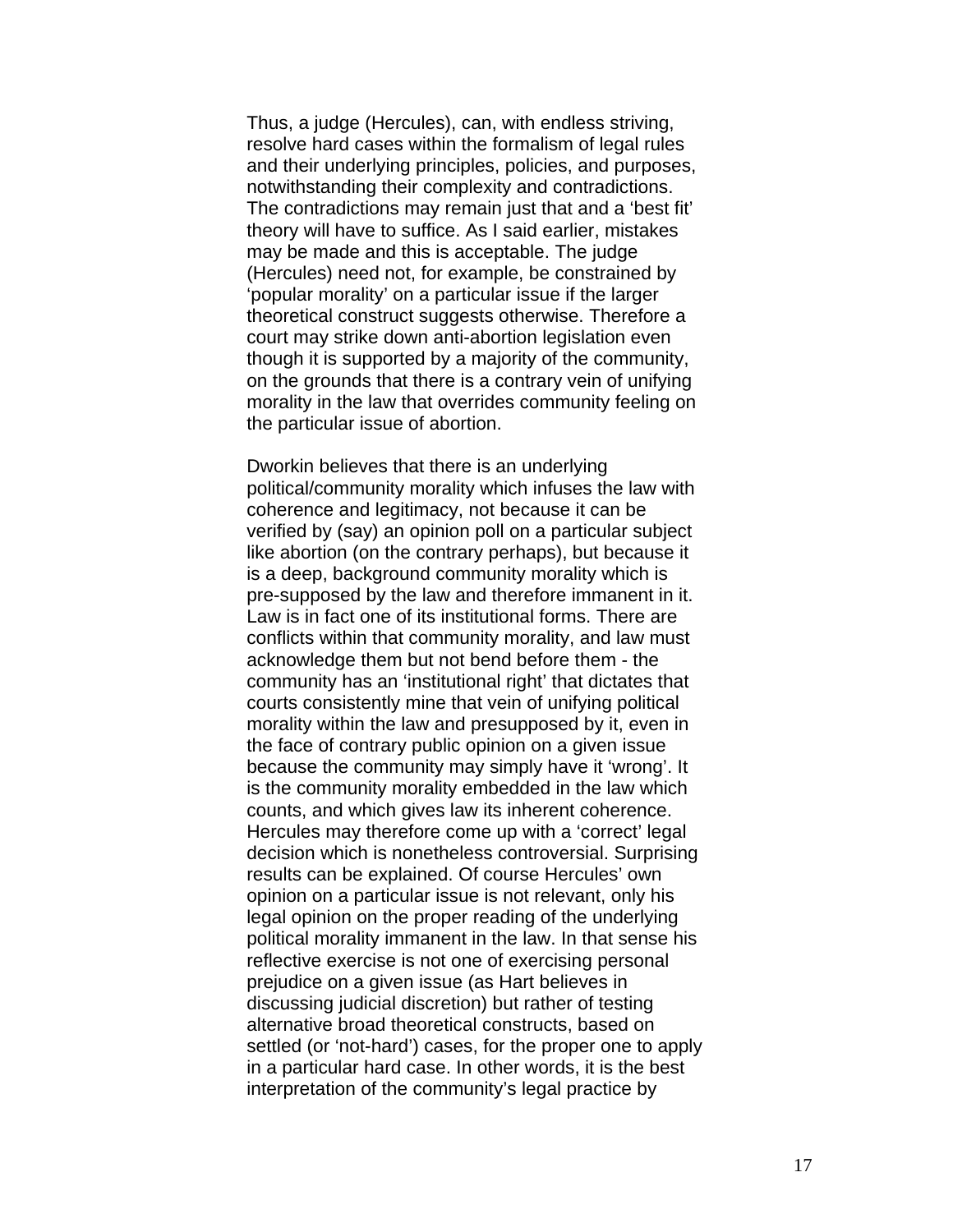Thus, a judge (Hercules), can, with endless striving, resolve hard cases within the formalism of legal rules and their underlying principles, policies, and purposes, notwithstanding their complexity and contradictions. The contradictions may remain just that and a 'best fit' theory will have to suffice. As I said earlier, mistakes may be made and this is acceptable. The judge (Hercules) need not, for example, be constrained by 'popular morality' on a particular issue if the larger theoretical construct suggests otherwise. Therefore a court may strike down anti-abortion legislation even though it is supported by a majority of the community, on the grounds that there is a contrary vein of unifying morality in the law that overrides community feeling on the particular issue of abortion.

Dworkin believes that there is an underlying political/community morality which infuses the law with coherence and legitimacy, not because it can be verified by (say) an opinion poll on a particular subject like abortion (on the contrary perhaps), but because it is a deep, background community morality which is pre-supposed by the law and therefore immanent in it. Law is in fact one of its institutional forms. There are conflicts within that community morality, and law must acknowledge them but not bend before them - the community has an 'institutional right' that dictates that courts consistently mine that vein of unifying political morality within the law and presupposed by it, even in the face of contrary public opinion on a given issue because the community may simply have it 'wrong'. It is the community morality embedded in the law which counts, and which gives law its inherent coherence. Hercules may therefore come up with a 'correct' legal decision which is nonetheless controversial. Surprising results can be explained. Of course Hercules' own opinion on a particular issue is not relevant, only his legal opinion on the proper reading of the underlying political morality immanent in the law. In that sense his reflective exercise is not one of exercising personal prejudice on a given issue (as Hart believes in discussing judicial discretion) but rather of testing alternative broad theoretical constructs, based on settled (or 'not-hard') cases, for the proper one to apply in a particular hard case. In other words, it is the best interpretation of the community's legal practice by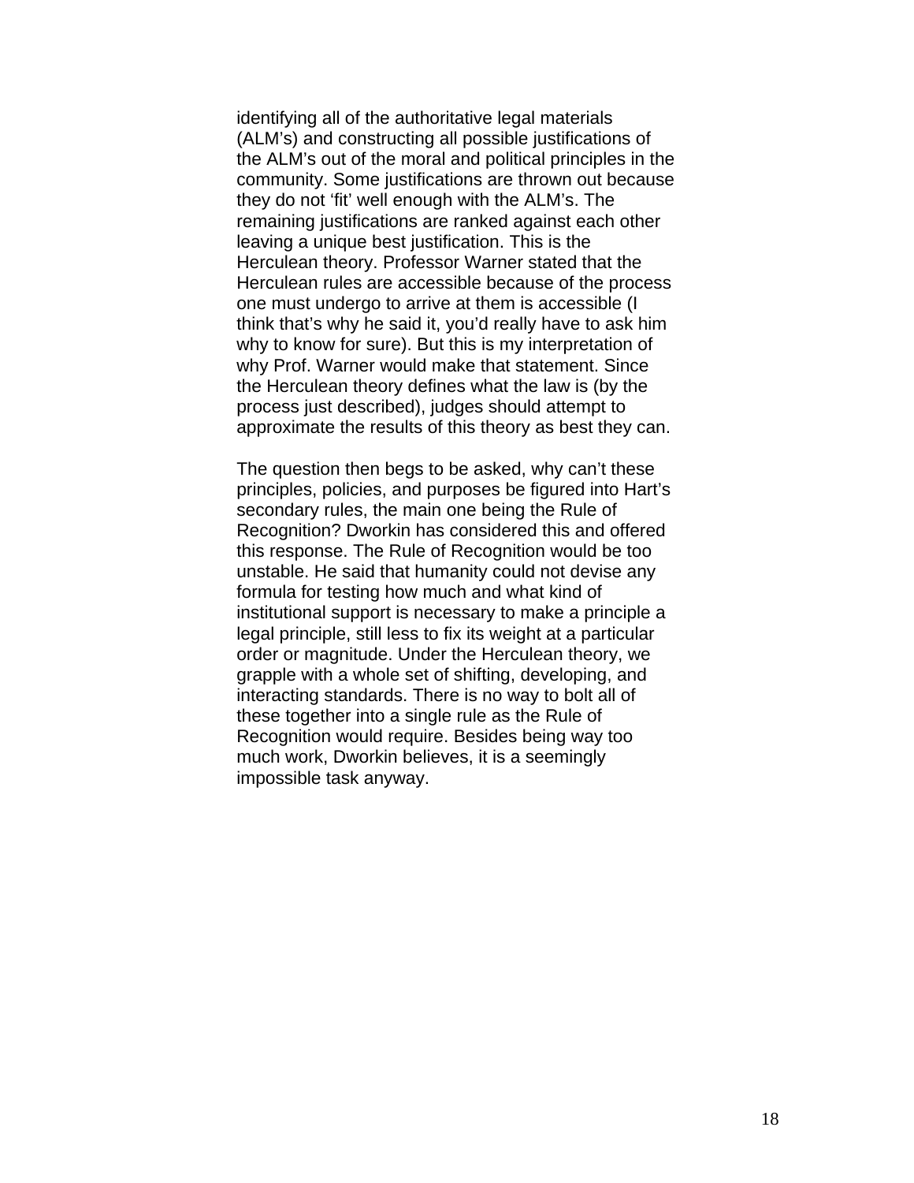identifying all of the authoritative legal materials (ALM's) and constructing all possible justifications of the ALM's out of the moral and political principles in the community. Some justifications are thrown out because they do not 'fit' well enough with the ALM's. The remaining justifications are ranked against each other leaving a unique best justification. This is the Herculean theory. Professor Warner stated that the Herculean rules are accessible because of the process one must undergo to arrive at them is accessible (I think that's why he said it, you'd really have to ask him why to know for sure). But this is my interpretation of why Prof. Warner would make that statement. Since the Herculean theory defines what the law is (by the process just described), judges should attempt to approximate the results of this theory as best they can.

The question then begs to be asked, why can't these principles, policies, and purposes be figured into Hart's secondary rules, the main one being the Rule of Recognition? Dworkin has considered this and offered this response. The Rule of Recognition would be too unstable. He said that humanity could not devise any formula for testing how much and what kind of institutional support is necessary to make a principle a legal principle, still less to fix its weight at a particular order or magnitude. Under the Herculean theory, we grapple with a whole set of shifting, developing, and interacting standards. There is no way to bolt all of these together into a single rule as the Rule of Recognition would require. Besides being way too much work, Dworkin believes, it is a seemingly impossible task anyway.